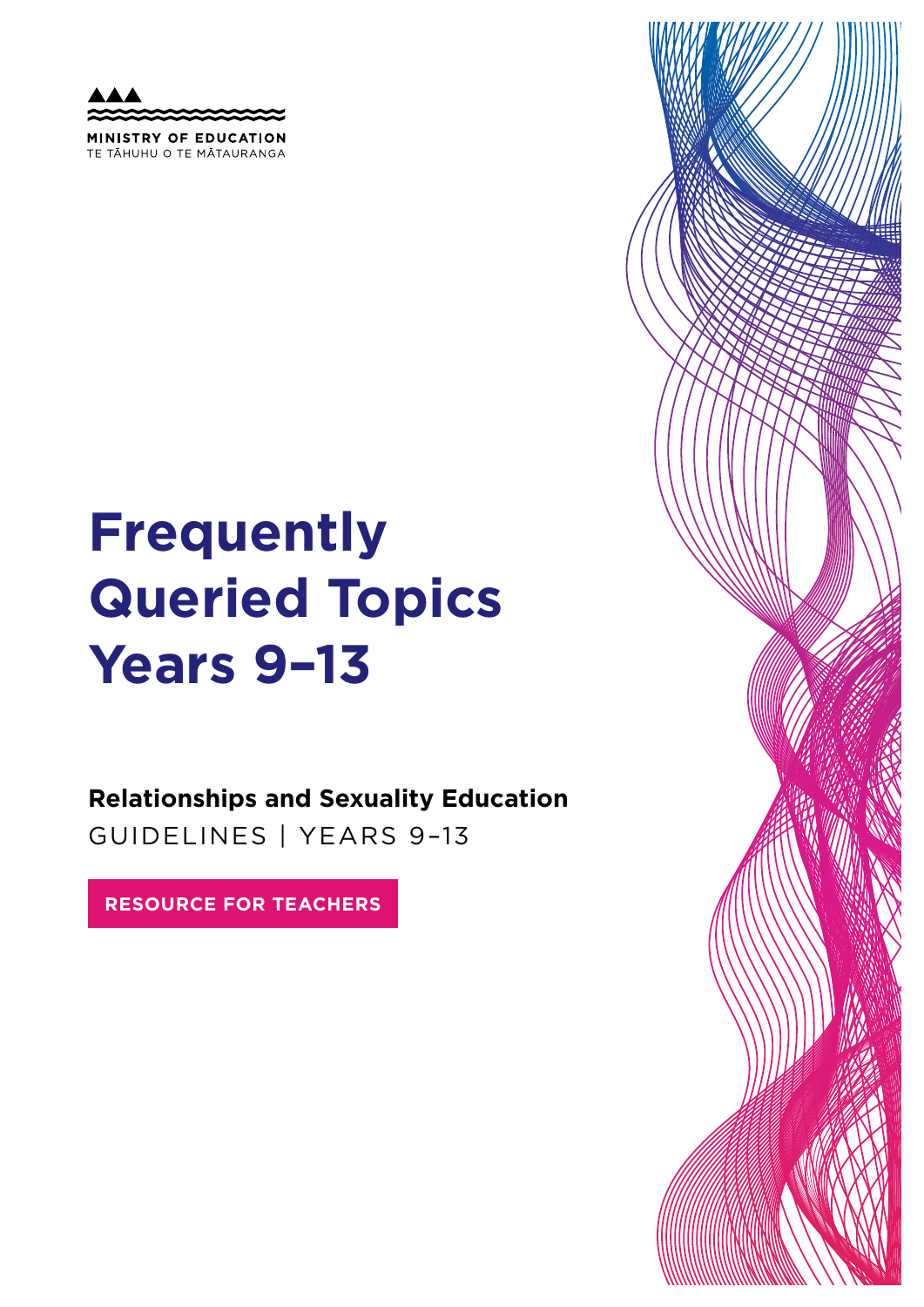MINISTRY OF EDUCATION
TE TĀHUHU O TE MĀTAURANGA

# Frequently Queried Topics Years 9–13

**Relationships and Sexuality Education**

GUIDELINES | YEARS 9–13

**RESOURCE FOR TEACHERS**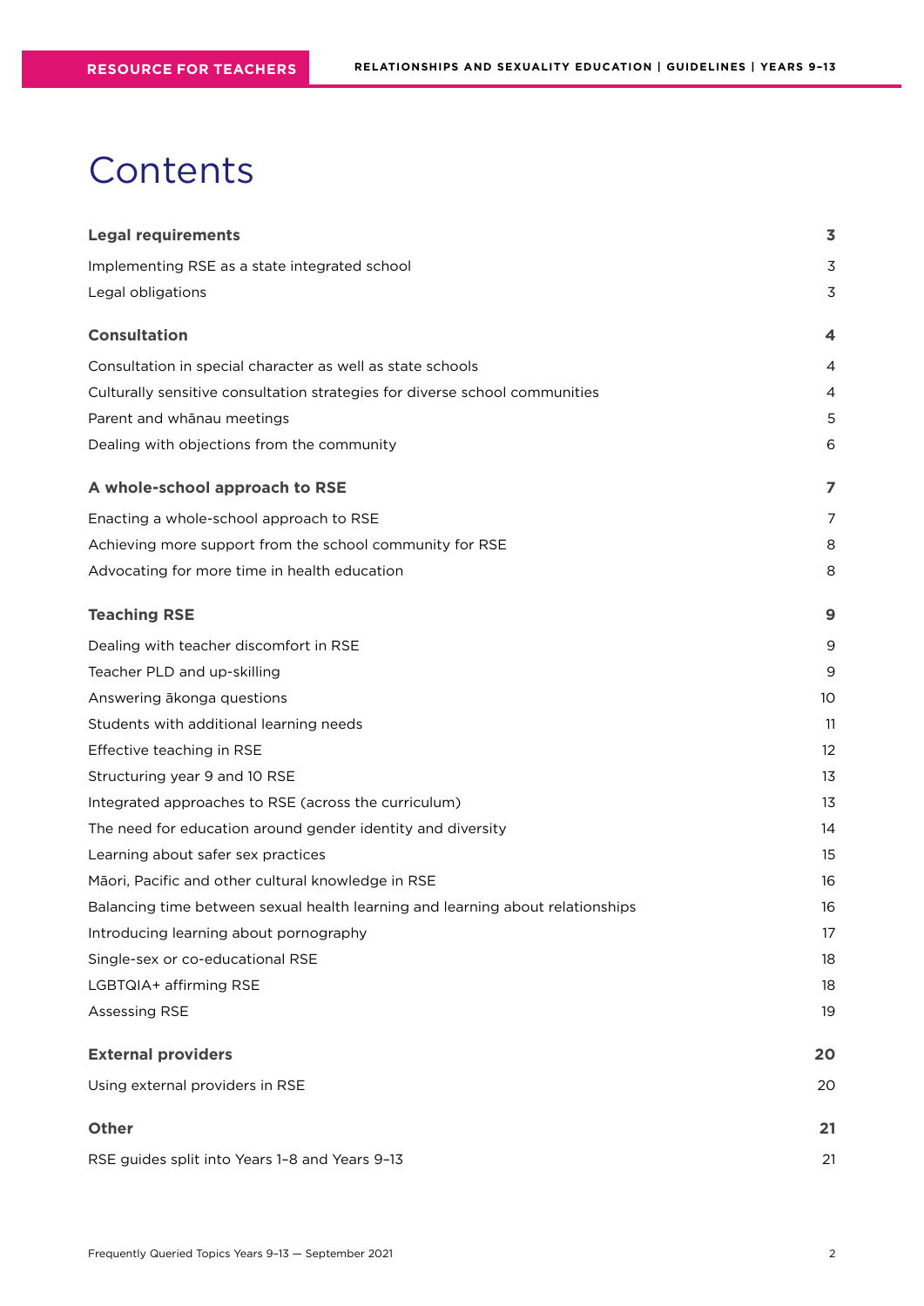# Contents

| | |
|---|---|
| **Legal requirements** | **3** |
| Implementing RSE as a state integrated school | 3 |
| Legal obligations | 3 |
| **Consultation** | **4** |
| Consultation in special character as well as state schools | 4 |
| Culturally sensitive consultation strategies for diverse school communities | 4 |
| Parent and whānau meetings | 5 |
| Dealing with objections from the community | 6 |
| **A whole-school approach to RSE** | **7** |
| Enacting a whole-school approach to RSE | 7 |
| Achieving more support from the school community for RSE | 8 |
| Advocating for more time in health education | 8 |
| **Teaching RSE** | **9** |
| Dealing with teacher discomfort in RSE | 9 |
| Teacher PLD and up-skilling | 9 |
| Answering ākonga questions | 10 |
| Students with additional learning needs | 11 |
| Effective teaching in RSE | 12 |
| Structuring year 9 and 10 RSE | 13 |
| Integrated approaches to RSE (across the curriculum) | 13 |
| The need for education around gender identity and diversity | 14 |
| Learning about safer sex practices | 15 |
| Māori, Pacific and other cultural knowledge in RSE | 16 |
| Balancing time between sexual health learning and learning about relationships | 16 |
| Introducing learning about pornography | 17 |
| Single-sex or co-educational RSE | 18 |
| LGBTQIA+ affirming RSE | 18 |
| Assessing RSE | 19 |
| **External providers** | **20** |
| Using external providers in RSE | 20 |
| **Other** | **21** |
| RSE guides split into Years 1–8 and Years 9–13 | 21 |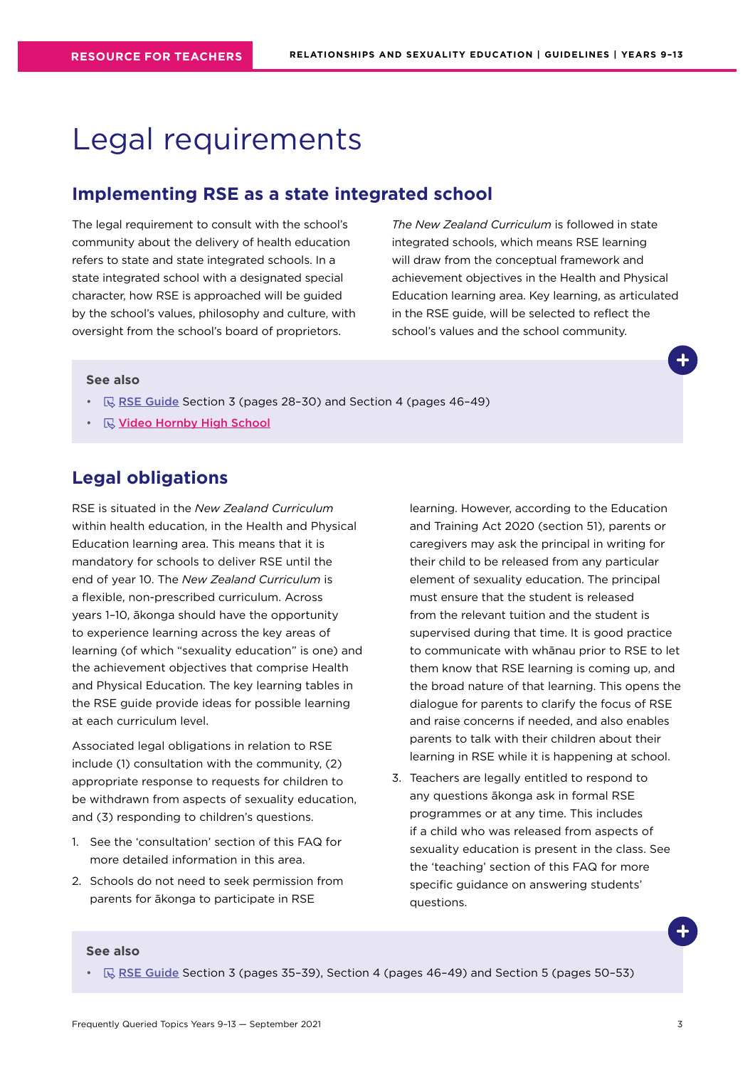# Legal requirements

## Implementing RSE as a state integrated school

The legal requirement to consult with the school's community about the delivery of health education refers to state and state integrated schools. In a state integrated school with a designated special character, how RSE is approached will be guided by the school's values, philosophy and culture, with oversight from the school's board of proprietors.

*The New Zealand Curriculum* is followed in state integrated schools, which means RSE learning will draw from the conceptual framework and achievement objectives in the Health and Physical Education learning area. Key learning, as articulated in the RSE guide, will be selected to reflect the school's values and the school community.

**See also**

- RSE Guide Section 3 (pages 28–30) and Section 4 (pages 46–49)
- Video Hornby High School

## Legal obligations

RSE is situated in the *New Zealand Curriculum* within health education, in the Health and Physical Education learning area. This means that it is mandatory for schools to deliver RSE until the end of year 10. The *New Zealand Curriculum* is a flexible, non-prescribed curriculum. Across years 1–10, ākonga should have the opportunity to experience learning across the key areas of learning (of which "sexuality education" is one) and the achievement objectives that comprise Health and Physical Education. The key learning tables in the RSE guide provide ideas for possible learning at each curriculum level.

Associated legal obligations in relation to RSE include (1) consultation with the community, (2) appropriate response to requests for children to be withdrawn from aspects of sexuality education, and (3) responding to children's questions.

1. See the 'consultation' section of this FAQ for more detailed information in this area.
2. Schools do not need to seek permission from parents for ākonga to participate in RSE learning. However, according to the Education and Training Act 2020 (section 51), parents or caregivers may ask the principal in writing for their child to be released from any particular element of sexuality education. The principal must ensure that the student is released from the relevant tuition and the student is supervised during that time. It is good practice to communicate with whānau prior to RSE to let them know that RSE learning is coming up, and the broad nature of that learning. This opens the dialogue for parents to clarify the focus of RSE and raise concerns if needed, and also enables parents to talk with their children about their learning in RSE while it is happening at school.
3. Teachers are legally entitled to respond to any questions ākonga ask in formal RSE programmes or at any time. This includes if a child who was released from aspects of sexuality education is present in the class. See the 'teaching' section of this FAQ for more specific guidance on answering students' questions.

**See also**

- RSE Guide Section 3 (pages 35–39), Section 4 (pages 46–49) and Section 5 (pages 50–53)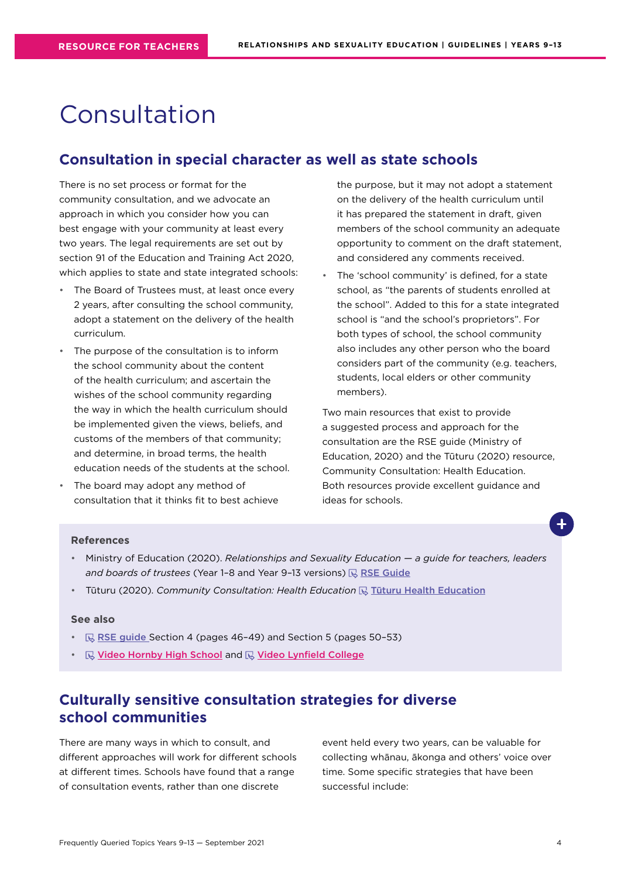# Consultation

## Consultation in special character as well as state schools

There is no set process or format for the community consultation, and we advocate an approach in which you consider how you can best engage with your community at least every two years. The legal requirements are set out by section 91 of the Education and Training Act 2020, which applies to state and state integrated schools:

- The Board of Trustees must, at least once every 2 years, after consulting the school community, adopt a statement on the delivery of the health curriculum.
- The purpose of the consultation is to inform the school community about the content of the health curriculum; and ascertain the wishes of the school community regarding the way in which the health curriculum should be implemented given the views, beliefs, and customs of the members of that community; and determine, in broad terms, the health education needs of the students at the school.
- The board may adopt any method of consultation that it thinks fit to best achieve the purpose, but it may not adopt a statement on the delivery of the health curriculum until it has prepared the statement in draft, given members of the school community an adequate opportunity to comment on the draft statement, and considered any comments received.
- The 'school community' is defined, for a state school, as "the parents of students enrolled at the school". Added to this for a state integrated school is "and the school's proprietors". For both types of school, the school community also includes any other person who the board considers part of the community (e.g. teachers, students, local elders or other community members).

Two main resources that exist to provide a suggested process and approach for the consultation are the RSE guide (Ministry of Education, 2020) and the Tūturu (2020) resource, Community Consultation: Health Education. Both resources provide excellent guidance and ideas for schools.

**References**

- Ministry of Education (2020). *Relationships and Sexuality Education — a guide for teachers, leaders and boards of trustees* (Year 1–8 and Year 9–13 versions) RSE Guide
- Tūturu (2020). *Community Consultation: Health Education* Tūturu Health Education

**See also**

- RSE guide Section 4 (pages 46–49) and Section 5 (pages 50–53)
- Video Hornby High School and Video Lynfield College

## Culturally sensitive consultation strategies for diverse school communities

There are many ways in which to consult, and different approaches will work for different schools at different times. Schools have found that a range of consultation events, rather than one discrete event held every two years, can be valuable for collecting whānau, ākonga and others' voice over time. Some specific strategies that have been successful include: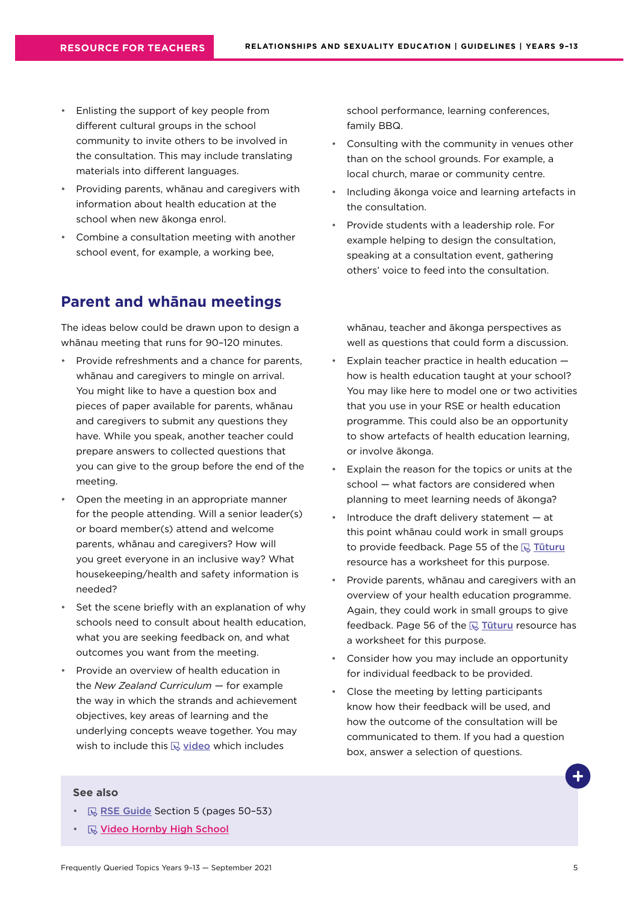- Enlisting the support of key people from different cultural groups in the school community to invite others to be involved in the consultation. This may include translating materials into different languages.
- Providing parents, whānau and caregivers with information about health education at the school when new ākonga enrol.
- Combine a consultation meeting with another school event, for example, a working bee, school performance, learning conferences, family BBQ.
- Consulting with the community in venues other than on the school grounds. For example, a local church, marae or community centre.
- Including ākonga voice and learning artefacts in the consultation.
- Provide students with a leadership role. For example helping to design the consultation, speaking at a consultation event, gathering others' voice to feed into the consultation.

## Parent and whānau meetings

The ideas below could be drawn upon to design a whānau meeting that runs for 90–120 minutes.

- Provide refreshments and a chance for parents, whānau and caregivers to mingle on arrival. You might like to have a question box and pieces of paper available for parents, whānau and caregivers to submit any questions they have. While you speak, another teacher could prepare answers to collected questions that you can give to the group before the end of the meeting.
- Open the meeting in an appropriate manner for the people attending. Will a senior leader(s) or board member(s) attend and welcome parents, whānau and caregivers? How will you greet everyone in an inclusive way? What housekeeping/health and safety information is needed?
- Set the scene briefly with an explanation of why schools need to consult about health education, what you are seeking feedback on, and what outcomes you want from the meeting.
- Provide an overview of health education in the *New Zealand Curriculum* — for example the way in which the strands and achievement objectives, key areas of learning and the underlying concepts weave together. You may wish to include this video which includes whānau, teacher and ākonga perspectives as well as questions that could form a discussion.
- Explain teacher practice in health education — how is health education taught at your school? You may like here to model one or two activities that you use in your RSE or health education programme. This could also be an opportunity to show artefacts of health education learning, or involve ākonga.
- Explain the reason for the topics or units at the school — what factors are considered when planning to meet learning needs of ākonga?
- Introduce the draft delivery statement — at this point whānau could work in small groups to provide feedback. Page 55 of the Tūturu resource has a worksheet for this purpose.
- Provide parents, whānau and caregivers with an overview of your health education programme. Again, they could work in small groups to give feedback. Page 56 of the Tūturu resource has a worksheet for this purpose.
- Consider how you may include an opportunity for individual feedback to be provided.
- Close the meeting by letting participants know how their feedback will be used, and how the outcome of the consultation will be communicated to them. If you had a question box, answer a selection of questions.

**See also**

- RSE Guide Section 5 (pages 50–53)
- Video Hornby High School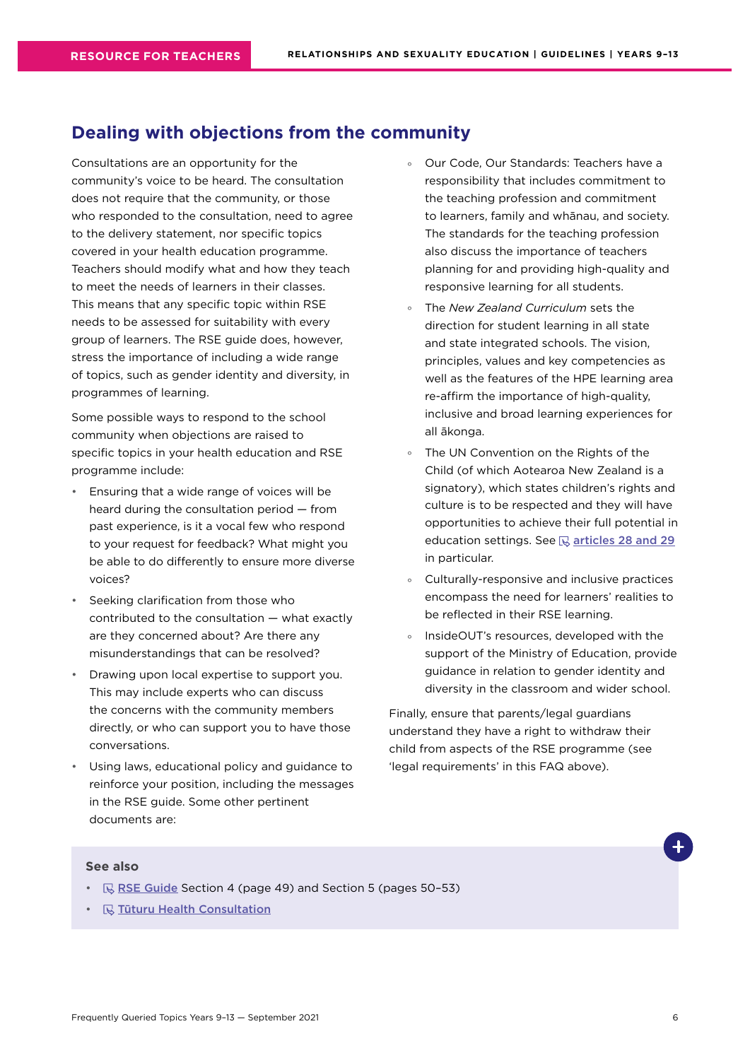## Dealing with objections from the community

Consultations are an opportunity for the community's voice to be heard. The consultation does not require that the community, or those who responded to the consultation, need to agree to the delivery statement, nor specific topics covered in your health education programme. Teachers should modify what and how they teach to meet the needs of learners in their classes. This means that any specific topic within RSE needs to be assessed for suitability with every group of learners. The RSE guide does, however, stress the importance of including a wide range of topics, such as gender identity and diversity, in programmes of learning.

Some possible ways to respond to the school community when objections are raised to specific topics in your health education and RSE programme include:

- Ensuring that a wide range of voices will be heard during the consultation period — from past experience, is it a vocal few who respond to your request for feedback? What might you be able to do differently to ensure more diverse voices?
- Seeking clarification from those who contributed to the consultation — what exactly are they concerned about? Are there any misunderstandings that can be resolved?
- Drawing upon local expertise to support you. This may include experts who can discuss the concerns with the community members directly, or who can support you to have those conversations.
- Using laws, educational policy and guidance to reinforce your position, including the messages in the RSE guide. Some other pertinent documents are:
  - Our Code, Our Standards: Teachers have a responsibility that includes commitment to the teaching profession and commitment to learners, family and whānau, and society. The standards for the teaching profession also discuss the importance of teachers planning for and providing high-quality and responsive learning for all students.
  - The *New Zealand Curriculum* sets the direction for student learning in all state and state integrated schools. The vision, principles, values and key competencies as well as the features of the HPE learning area re-affirm the importance of high-quality, inclusive and broad learning experiences for all ākonga.
  - The UN Convention on the Rights of the Child (of which Aotearoa New Zealand is a signatory), which states children's rights and culture is to be respected and they will have opportunities to achieve their full potential in education settings. See **articles 28 and 29** in particular.
  - Culturally-responsive and inclusive practices encompass the need for learners' realities to be reflected in their RSE learning.
  - InsideOUT's resources, developed with the support of the Ministry of Education, provide guidance in relation to gender identity and diversity in the classroom and wider school.

Finally, ensure that parents/legal guardians understand they have a right to withdraw their child from aspects of the RSE programme (see 'legal requirements' in this FAQ above).

**See also**

- RSE Guide Section 4 (page 49) and Section 5 (pages 50–53)
- Tūturu Health Consultation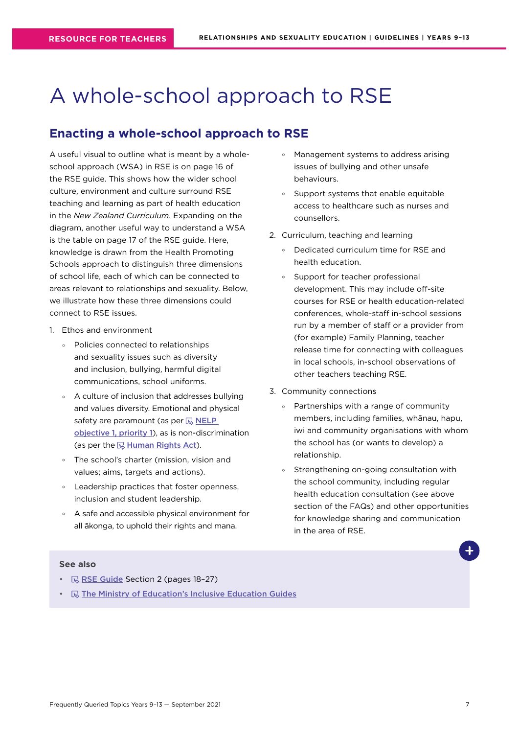# A whole-school approach to RSE

## Enacting a whole-school approach to RSE

A useful visual to outline what is meant by a whole-school approach (WSA) in RSE is on page 16 of the RSE guide. This shows how the wider school culture, environment and culture surround RSE teaching and learning as part of health education in the *New Zealand Curriculum*. Expanding on the diagram, another useful way to understand a WSA is the table on page 17 of the RSE guide. Here, knowledge is drawn from the Health Promoting Schools approach to distinguish three dimensions of school life, each of which can be connected to areas relevant to relationships and sexuality. Below, we illustrate how these three dimensions could connect to RSE issues.

1. Ethos and environment
   - Policies connected to relationships and sexuality issues such as diversity and inclusion, bullying, harmful digital communications, school uniforms.
   - A culture of inclusion that addresses bullying and values diversity. Emotional and physical safety are paramount (as per NELP objective 1, priority 1), as is non-discrimination (as per the Human Rights Act).
   - The school's charter (mission, vision and values; aims, targets and actions).
   - Leadership practices that foster openness, inclusion and student leadership.
   - A safe and accessible physical environment for all ākonga, to uphold their rights and mana.
   - Management systems to address arising issues of bullying and other unsafe behaviours.
   - Support systems that enable equitable access to healthcare such as nurses and counsellors.
2. Curriculum, teaching and learning
   - Dedicated curriculum time for RSE and health education.
   - Support for teacher professional development. This may include off-site courses for RSE or health education-related conferences, whole-staff in-school sessions run by a member of staff or a provider from (for example) Family Planning, teacher release time for connecting with colleagues in local schools, in-school observations of other teachers teaching RSE.
3. Community connections
   - Partnerships with a range of community members, including families, whānau, hapu, iwi and community organisations with whom the school has (or wants to develop) a relationship.
   - Strengthening on-going consultation with the school community, including regular health education consultation (see above section of the FAQs) and other opportunities for knowledge sharing and communication in the area of RSE.

**See also**

- RSE Guide Section 2 (pages 18–27)
- The Ministry of Education's Inclusive Education Guides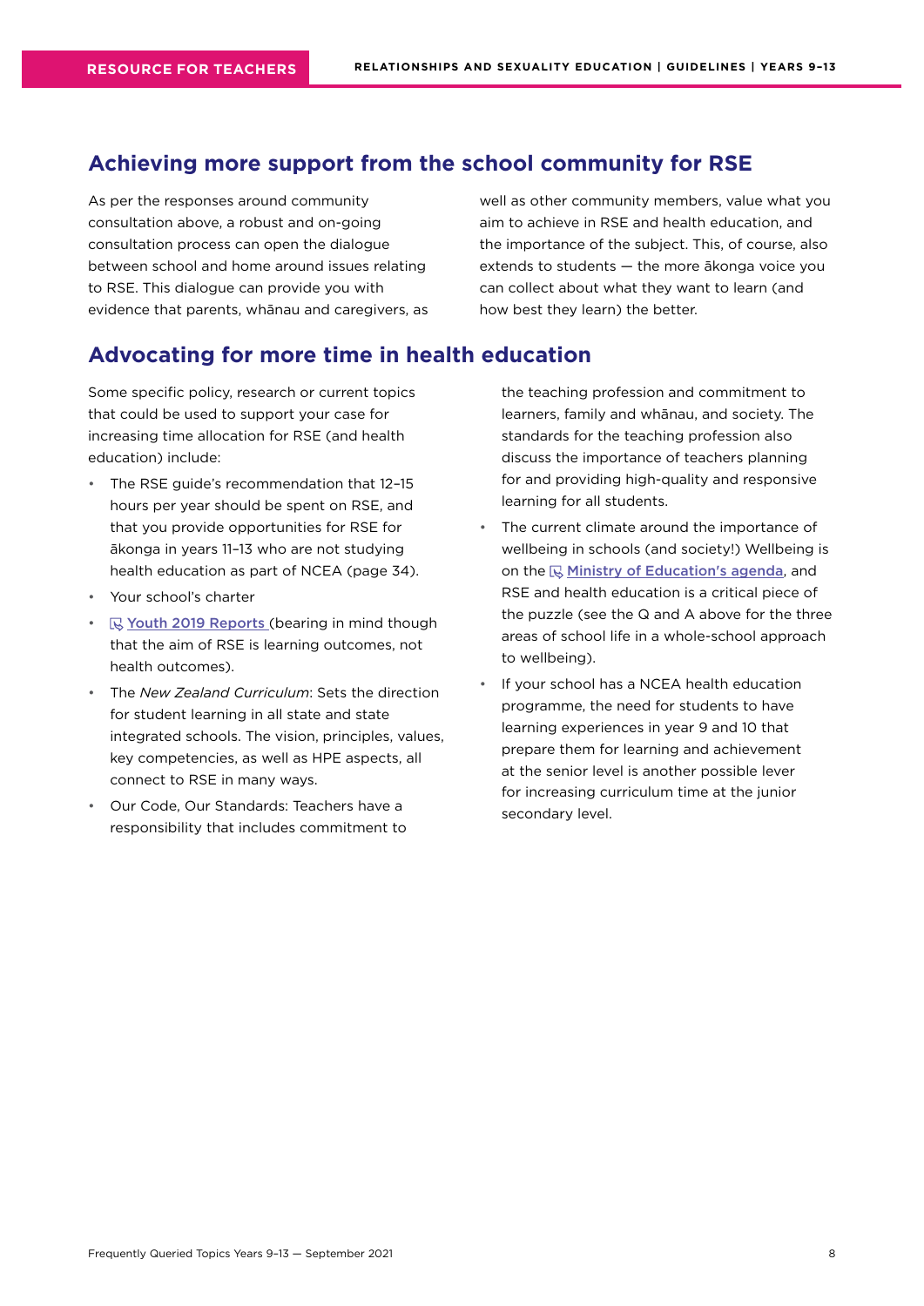## Achieving more support from the school community for RSE

As per the responses around community consultation above, a robust and on-going consultation process can open the dialogue between school and home around issues relating to RSE. This dialogue can provide you with evidence that parents, whānau and caregivers, as well as other community members, value what you aim to achieve in RSE and health education, and the importance of the subject. This, of course, also extends to students — the more ākonga voice you can collect about what they want to learn (and how best they learn) the better.

## Advocating for more time in health education

Some specific policy, research or current topics that could be used to support your case for increasing time allocation for RSE (and health education) include:

- The RSE guide's recommendation that 12–15 hours per year should be spent on RSE, and that you provide opportunities for RSE for ākonga in years 11–13 who are not studying health education as part of NCEA (page 34).
- Your school's charter
- Youth 2019 Reports (bearing in mind though that the aim of RSE is learning outcomes, not health outcomes).
- The *New Zealand Curriculum*: Sets the direction for student learning in all state and state integrated schools. The vision, principles, values, key competencies, as well as HPE aspects, all connect to RSE in many ways.
- Our Code, Our Standards: Teachers have a responsibility that includes commitment to the teaching profession and commitment to learners, family and whānau, and society. The standards for the teaching profession also discuss the importance of teachers planning for and providing high-quality and responsive learning for all students.
- The current climate around the importance of wellbeing in schools (and society!) Wellbeing is on the Ministry of Education's agenda, and RSE and health education is a critical piece of the puzzle (see the Q and A above for the three areas of school life in a whole-school approach to wellbeing).
- If your school has a NCEA health education programme, the need for students to have learning experiences in year 9 and 10 that prepare them for learning and achievement at the senior level is another possible lever for increasing curriculum time at the junior secondary level.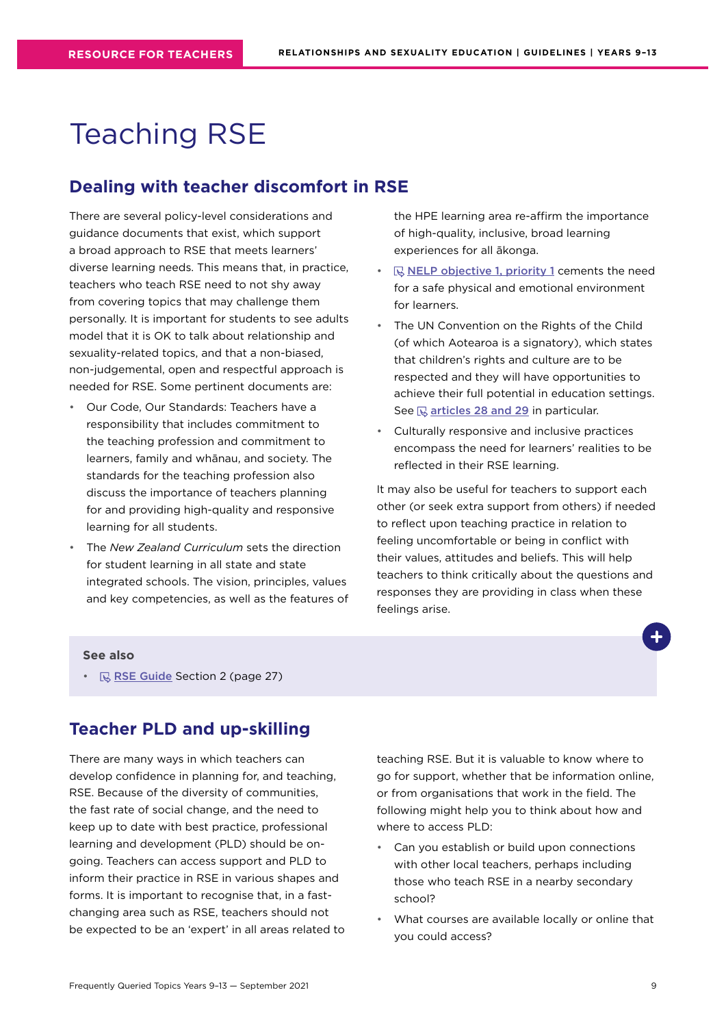# Teaching RSE

## Dealing with teacher discomfort in RSE

There are several policy-level considerations and guidance documents that exist, which support a broad approach to RSE that meets learners' diverse learning needs. This means that, in practice, teachers who teach RSE need to not shy away from covering topics that may challenge them personally. It is important for students to see adults model that it is OK to talk about relationship and sexuality-related topics, and that a non-biased, non-judgemental, open and respectful approach is needed for RSE. Some pertinent documents are:

- Our Code, Our Standards: Teachers have a responsibility that includes commitment to the teaching profession and commitment to learners, family and whānau, and society. The standards for the teaching profession also discuss the importance of teachers planning for and providing high-quality and responsive learning for all students.
- The *New Zealand Curriculum* sets the direction for student learning in all state and state integrated schools. The vision, principles, values and key competencies, as well as the features of the HPE learning area re-affirm the importance of high-quality, inclusive, broad learning experiences for all ākonga.
- NELP objective 1, priority 1 cements the need for a safe physical and emotional environment for learners.
- The UN Convention on the Rights of the Child (of which Aotearoa is a signatory), which states that children's rights and culture are to be respected and they will have opportunities to achieve their full potential in education settings. See articles 28 and 29 in particular.
- Culturally responsive and inclusive practices encompass the need for learners' realities to be reflected in their RSE learning.

It may also be useful for teachers to support each other (or seek extra support from others) if needed to reflect upon teaching practice in relation to feeling uncomfortable or being in conflict with their values, attitudes and beliefs. This will help teachers to think critically about the questions and responses they are providing in class when these feelings arise.

**See also**

- RSE Guide Section 2 (page 27)

## Teacher PLD and up-skilling

There are many ways in which teachers can develop confidence in planning for, and teaching, RSE. Because of the diversity of communities, the fast rate of social change, and the need to keep up to date with best practice, professional learning and development (PLD) should be on-going. Teachers can access support and PLD to inform their practice in RSE in various shapes and forms. It is important to recognise that, in a fast-changing area such as RSE, teachers should not be expected to be an 'expert' in all areas related to teaching RSE. But it is valuable to know where to go for support, whether that be information online, or from organisations that work in the field. The following might help you to think about how and where to access PLD:

- Can you establish or build upon connections with other local teachers, perhaps including those who teach RSE in a nearby secondary school?
- What courses are available locally or online that you could access?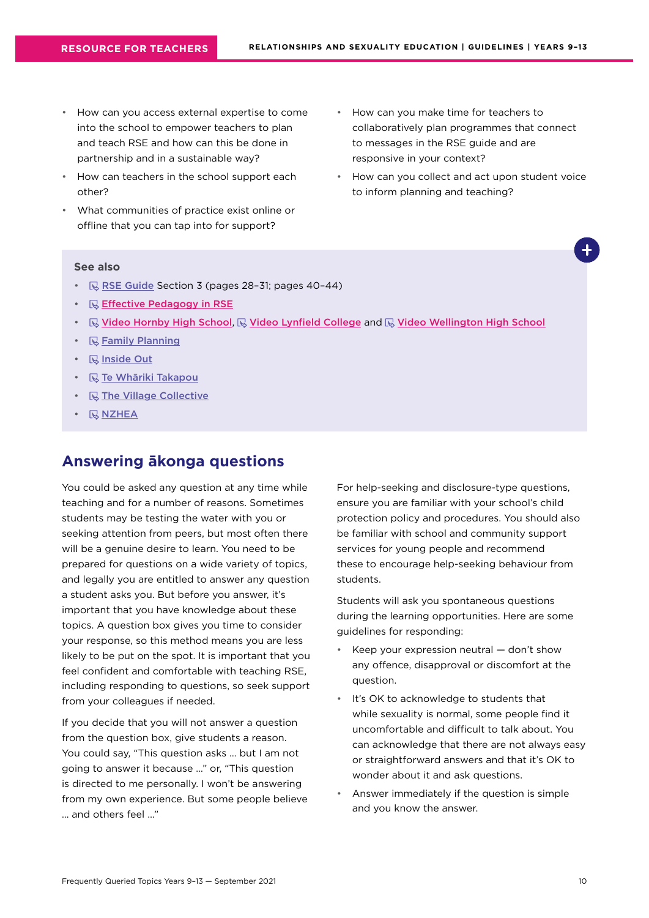- How can you access external expertise to come into the school to empower teachers to plan and teach RSE and how can this be done in partnership and in a sustainable way?
- How can teachers in the school support each other?
- What communities of practice exist online or offline that you can tap into for support?
- How can you make time for teachers to collaboratively plan programmes that connect to messages in the RSE guide and are responsive in your context?
- How can you collect and act upon student voice to inform planning and teaching?

**See also**

- RSE Guide Section 3 (pages 28–31; pages 40–44)
- Effective Pedagogy in RSE
- Video Hornby High School, Video Lynfield College and Video Wellington High School
- Family Planning
- Inside Out
- Te Whāriki Takapou
- The Village Collective
- NZHEA

## Answering ākonga questions

You could be asked any question at any time while teaching and for a number of reasons. Sometimes students may be testing the water with you or seeking attention from peers, but most often there will be a genuine desire to learn. You need to be prepared for questions on a wide variety of topics, and legally you are entitled to answer any question a student asks you. But before you answer, it's important that you have knowledge about these topics. A question box gives you time to consider your response, so this method means you are less likely to be put on the spot. It is important that you feel confident and comfortable with teaching RSE, including responding to questions, so seek support from your colleagues if needed.

If you decide that you will not answer a question from the question box, give students a reason. You could say, "This question asks … but I am not going to answer it because …" or, "This question is directed to me personally. I won't be answering from my own experience. But some people believe … and others feel …"

For help-seeking and disclosure-type questions, ensure you are familiar with your school's child protection policy and procedures. You should also be familiar with school and community support services for young people and recommend these to encourage help-seeking behaviour from students.

Students will ask you spontaneous questions during the learning opportunities. Here are some guidelines for responding:

- Keep your expression neutral — don't show any offence, disapproval or discomfort at the question.
- It's OK to acknowledge to students that while sexuality is normal, some people find it uncomfortable and difficult to talk about. You can acknowledge that there are not always easy or straightforward answers and that it's OK to wonder about it and ask questions.
- Answer immediately if the question is simple and you know the answer.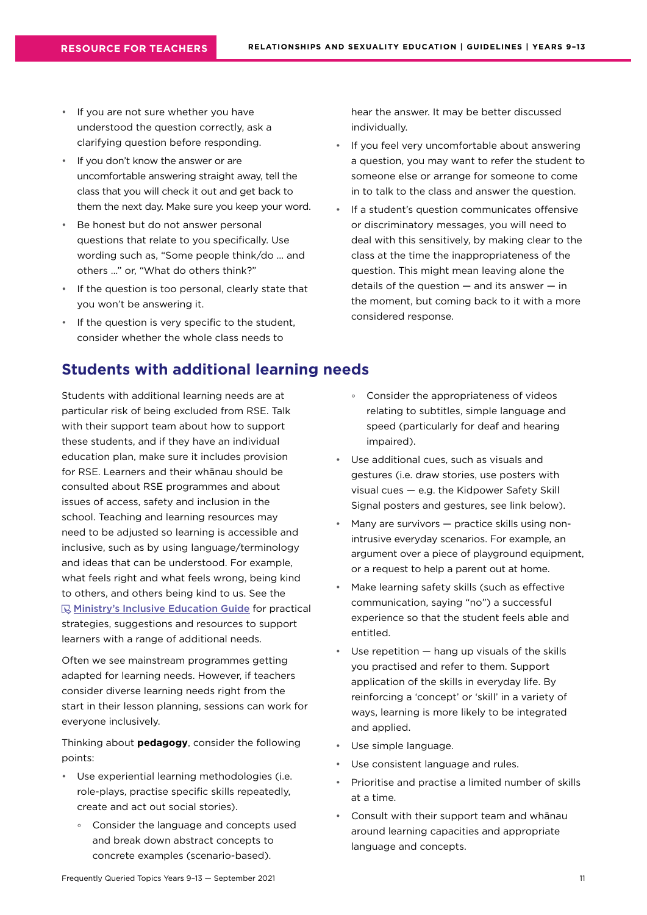- If you are not sure whether you have understood the question correctly, ask a clarifying question before responding.
- If you don't know the answer or are uncomfortable answering straight away, tell the class that you will check it out and get back to them the next day. Make sure you keep your word.
- Be honest but do not answer personal questions that relate to you specifically. Use wording such as, "Some people think/do … and others …" or, "What do others think?"
- If the question is too personal, clearly state that you won't be answering it.
- If the question is very specific to the student, consider whether the whole class needs to hear the answer. It may be better discussed individually.
- If you feel very uncomfortable about answering a question, you may want to refer the student to someone else or arrange for someone to come in to talk to the class and answer the question.
- If a student's question communicates offensive or discriminatory messages, you will need to deal with this sensitively, by making clear to the class at the time the inappropriateness of the question. This might mean leaving alone the details of the question — and its answer — in the moment, but coming back to it with a more considered response.

## Students with additional learning needs

Students with additional learning needs are at particular risk of being excluded from RSE. Talk with their support team about how to support these students, and if they have an individual education plan, make sure it includes provision for RSE. Learners and their whānau should be consulted about RSE programmes and about issues of access, safety and inclusion in the school. Teaching and learning resources may need to be adjusted so learning is accessible and inclusive, such as by using language/terminology and ideas that can be understood. For example, what feels right and what feels wrong, being kind to others, and others being kind to us. See the Ministry's Inclusive Education Guide for practical strategies, suggestions and resources to support learners with a range of additional needs.

Often we see mainstream programmes getting adapted for learning needs. However, if teachers consider diverse learning needs right from the start in their lesson planning, sessions can work for everyone inclusively.

Thinking about **pedagogy**, consider the following points:

- Use experiential learning methodologies (i.e. role-plays, practise specific skills repeatedly, create and act out social stories).
  - Consider the language and concepts used and break down abstract concepts to concrete examples (scenario-based).
  - Consider the appropriateness of videos relating to subtitles, simple language and speed (particularly for deaf and hearing impaired).
- Use additional cues, such as visuals and gestures (i.e. draw stories, use posters with visual cues — e.g. the Kidpower Safety Skill Signal posters and gestures, see link below).
- Many are survivors — practice skills using non-intrusive everyday scenarios. For example, an argument over a piece of playground equipment, or a request to help a parent out at home.
- Make learning safety skills (such as effective communication, saying "no") a successful experience so that the student feels able and entitled.
- Use repetition — hang up visuals of the skills you practised and refer to them. Support application of the skills in everyday life. By reinforcing a 'concept' or 'skill' in a variety of ways, learning is more likely to be integrated and applied.
- Use simple language.
- Use consistent language and rules.
- Prioritise and practise a limited number of skills at a time.
- Consult with their support team and whānau around learning capacities and appropriate language and concepts.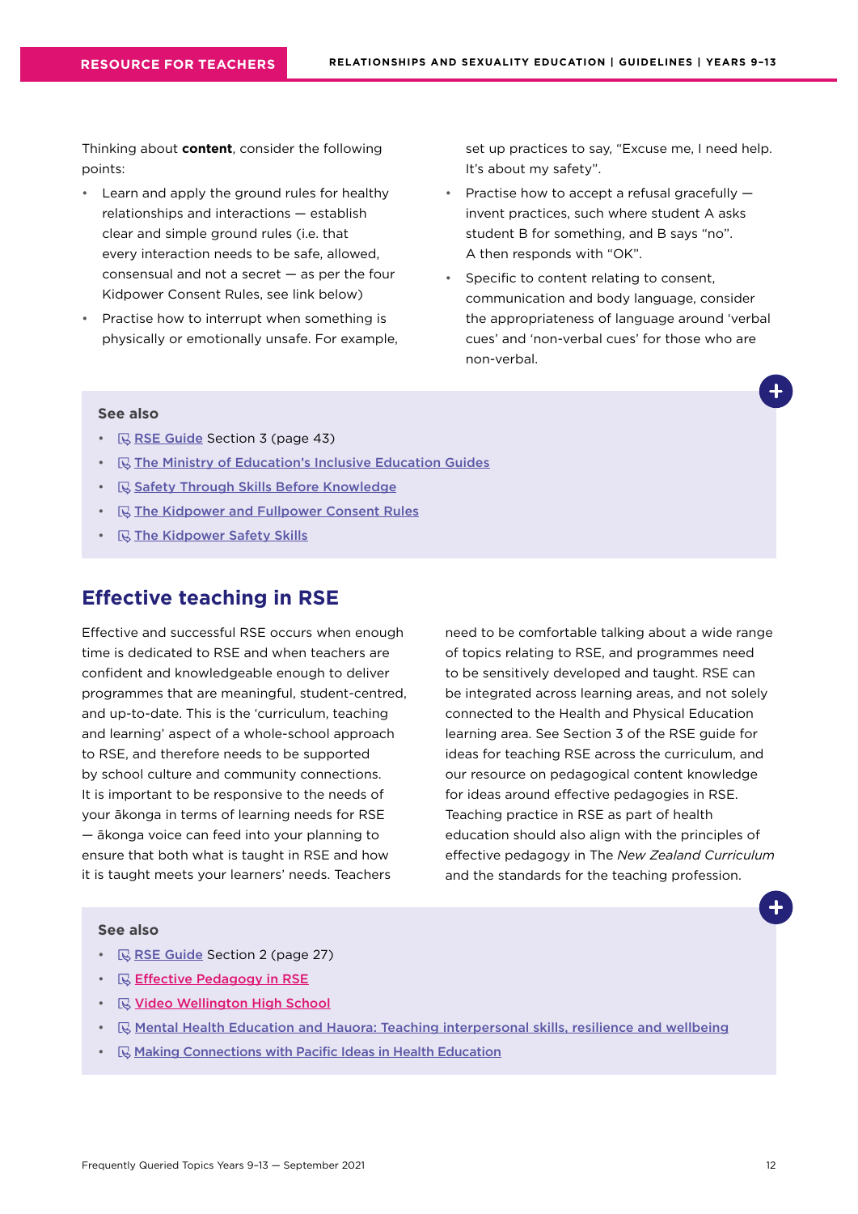Thinking about **content**, consider the following points:

- Learn and apply the ground rules for healthy relationships and interactions — establish clear and simple ground rules (i.e. that every interaction needs to be safe, allowed, consensual and not a secret — as per the four Kidpower Consent Rules, see link below)
- Practise how to interrupt when something is physically or emotionally unsafe. For example, set up practices to say, "Excuse me, I need help. It's about my safety".
- Practise how to accept a refusal gracefully — invent practices, such where student A asks student B for something, and B says "no". A then responds with "OK".
- Specific to content relating to consent, communication and body language, consider the appropriateness of language around 'verbal cues' and 'non-verbal cues' for those who are non-verbal.

**See also**

- RSE Guide Section 3 (page 43)
- The Ministry of Education's Inclusive Education Guides
- Safety Through Skills Before Knowledge
- The Kidpower and Fullpower Consent Rules
- The Kidpower Safety Skills

## Effective teaching in RSE

Effective and successful RSE occurs when enough time is dedicated to RSE and when teachers are confident and knowledgeable enough to deliver programmes that are meaningful, student-centred, and up-to-date. This is the 'curriculum, teaching and learning' aspect of a whole-school approach to RSE, and therefore needs to be supported by school culture and community connections. It is important to be responsive to the needs of your ākonga in terms of learning needs for RSE — ākonga voice can feed into your planning to ensure that both what is taught in RSE and how it is taught meets your learners' needs. Teachers need to be comfortable talking about a wide range of topics relating to RSE, and programmes need to be sensitively developed and taught. RSE can be integrated across learning areas, and not solely connected to the Health and Physical Education learning area. See Section 3 of the RSE guide for ideas for teaching RSE across the curriculum, and our resource on pedagogical content knowledge for ideas around effective pedagogies in RSE. Teaching practice in RSE as part of health education should also align with the principles of effective pedagogy in The *New Zealand Curriculum* and the standards for the teaching profession.

**See also**

- RSE Guide Section 2 (page 27)
- Effective Pedagogy in RSE
- Video Wellington High School
- Mental Health Education and Hauora: Teaching interpersonal skills, resilience and wellbeing
- Making Connections with Pacific Ideas in Health Education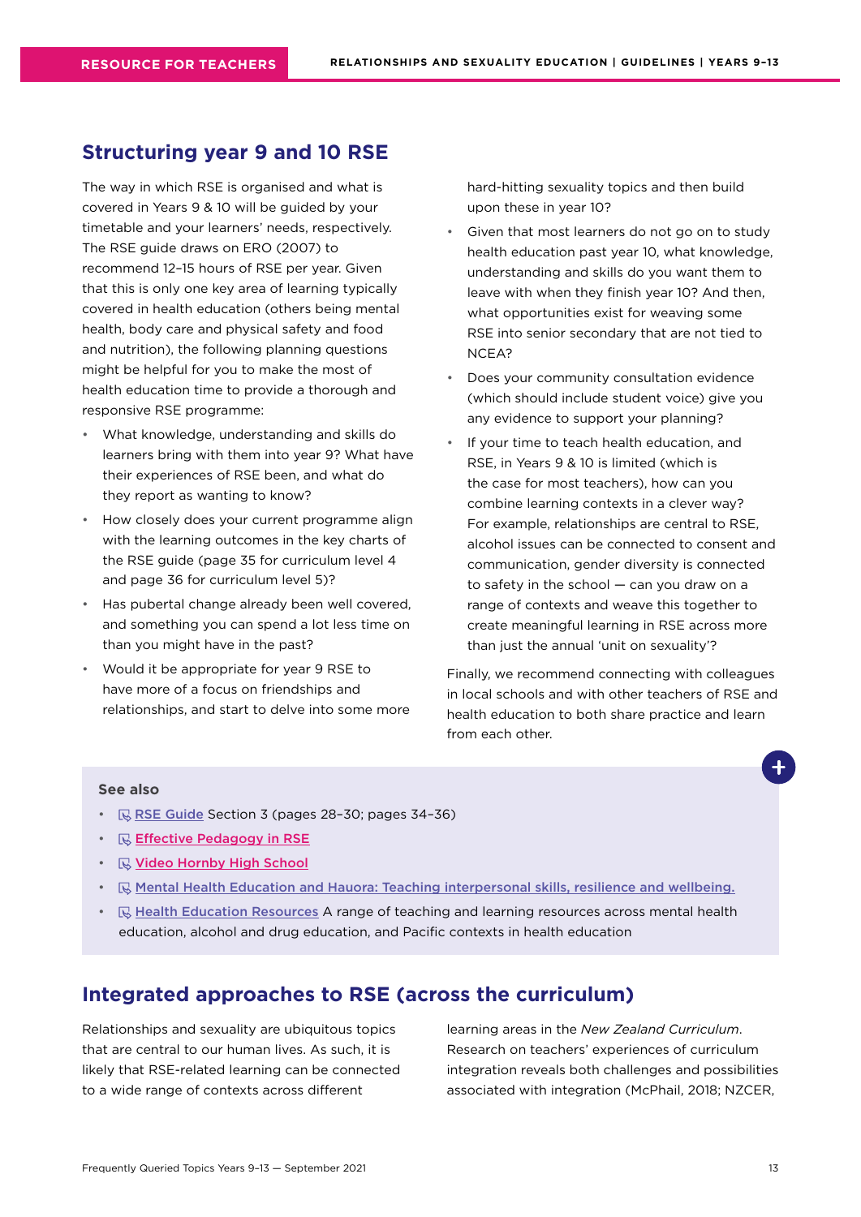## Structuring year 9 and 10 RSE

The way in which RSE is organised and what is covered in Years 9 & 10 will be guided by your timetable and your learners' needs, respectively. The RSE guide draws on ERO (2007) to recommend 12–15 hours of RSE per year. Given that this is only one key area of learning typically covered in health education (others being mental health, body care and physical safety and food and nutrition), the following planning questions might be helpful for you to make the most of health education time to provide a thorough and responsive RSE programme:

- What knowledge, understanding and skills do learners bring with them into year 9? What have their experiences of RSE been, and what do they report as wanting to know?
- How closely does your current programme align with the learning outcomes in the key charts of the RSE guide (page 35 for curriculum level 4 and page 36 for curriculum level 5)?
- Has pubertal change already been well covered, and something you can spend a lot less time on than you might have in the past?
- Would it be appropriate for year 9 RSE to have more of a focus on friendships and relationships, and start to delve into some more hard-hitting sexuality topics and then build upon these in year 10?
- Given that most learners do not go on to study health education past year 10, what knowledge, understanding and skills do you want them to leave with when they finish year 10? And then, what opportunities exist for weaving some RSE into senior secondary that are not tied to NCEA?
- Does your community consultation evidence (which should include student voice) give you any evidence to support your planning?
- If your time to teach health education, and RSE, in Years 9 & 10 is limited (which is the case for most teachers), how can you combine learning contexts in a clever way? For example, relationships are central to RSE, alcohol issues can be connected to consent and communication, gender diversity is connected to safety in the school — can you draw on a range of contexts and weave this together to create meaningful learning in RSE across more than just the annual 'unit on sexuality'?

Finally, we recommend connecting with colleagues in local schools and with other teachers of RSE and health education to both share practice and learn from each other.

**See also**

- RSE Guide Section 3 (pages 28–30; pages 34–36)
- Effective Pedagogy in RSE
- Video Hornby High School
- Mental Health Education and Hauora: Teaching interpersonal skills, resilience and wellbeing.
- Health Education Resources A range of teaching and learning resources across mental health education, alcohol and drug education, and Pacific contexts in health education

## Integrated approaches to RSE (across the curriculum)

Relationships and sexuality are ubiquitous topics that are central to our human lives. As such, it is likely that RSE-related learning can be connected to a wide range of contexts across different learning areas in the *New Zealand Curriculum*. Research on teachers' experiences of curriculum integration reveals both challenges and possibilities associated with integration (McPhail, 2018; NZCER,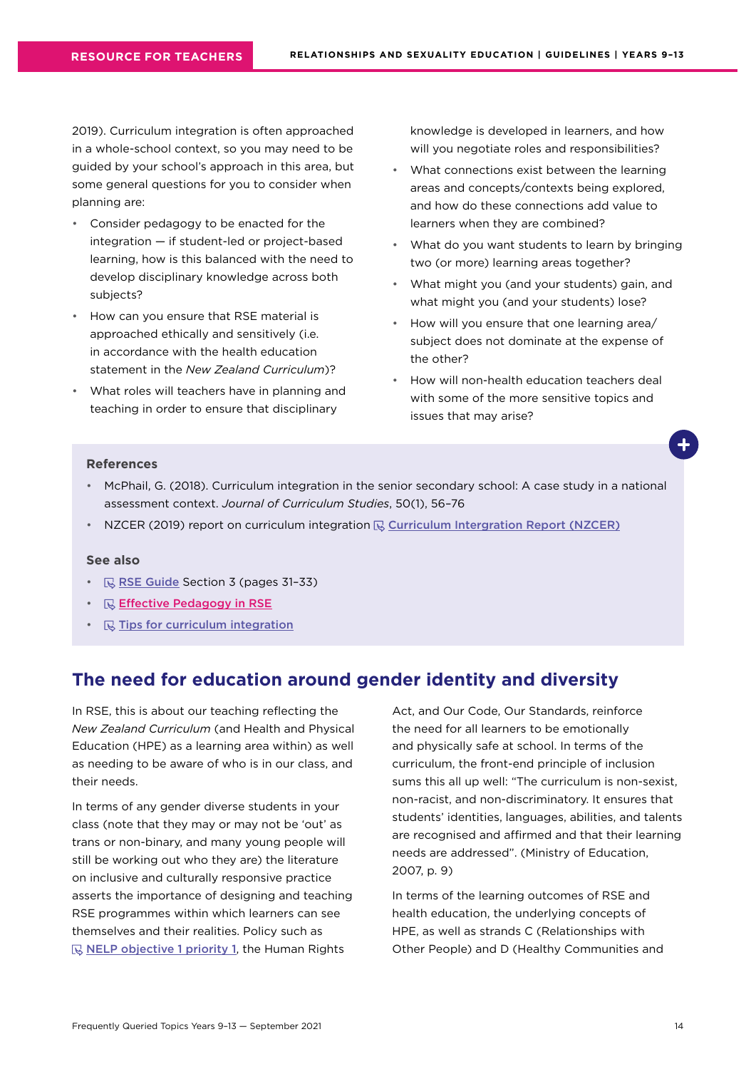2019). Curriculum integration is often approached in a whole-school context, so you may need to be guided by your school's approach in this area, but some general questions for you to consider when planning are:

- Consider pedagogy to be enacted for the integration — if student-led or project-based learning, how is this balanced with the need to develop disciplinary knowledge across both subjects?
- How can you ensure that RSE material is approached ethically and sensitively (i.e. in accordance with the health education statement in the *New Zealand Curriculum*)?
- What roles will teachers have in planning and teaching in order to ensure that disciplinary knowledge is developed in learners, and how will you negotiate roles and responsibilities?
- What connections exist between the learning areas and concepts/contexts being explored, and how do these connections add value to learners when they are combined?
- What do you want students to learn by bringing two (or more) learning areas together?
- What might you (and your students) gain, and what might you (and your students) lose?
- How will you ensure that one learning area/subject does not dominate at the expense of the other?
- How will non-health education teachers deal with some of the more sensitive topics and issues that may arise?

**References**

- McPhail, G. (2018). Curriculum integration in the senior secondary school: A case study in a national assessment context. *Journal of Curriculum Studies*, 50(1), 56–76
- NZCER (2019) report on curriculum integration Curriculum Intergration Report (NZCER)

**See also**

- RSE Guide Section 3 (pages 31–33)
- Effective Pedagogy in RSE
- Tips for curriculum integration

## The need for education around gender identity and diversity

In RSE, this is about our teaching reflecting the *New Zealand Curriculum* (and Health and Physical Education (HPE) as a learning area within) as well as needing to be aware of who is in our class, and their needs.

In terms of any gender diverse students in your class (note that they may or may not be 'out' as trans or non-binary, and many young people will still be working out who they are) the literature on inclusive and culturally responsive practice asserts the importance of designing and teaching RSE programmes within which learners can see themselves and their realities. Policy such as NELP objective 1 priority 1, the Human Rights Act, and Our Code, Our Standards, reinforce the need for all learners to be emotionally and physically safe at school. In terms of the curriculum, the front-end principle of inclusion sums this all up well: "The curriculum is non-sexist, non-racist, and non-discriminatory. It ensures that students' identities, languages, abilities, and talents are recognised and affirmed and that their learning needs are addressed". (Ministry of Education, 2007, p. 9)

In terms of the learning outcomes of RSE and health education, the underlying concepts of HPE, as well as strands C (Relationships with Other People) and D (Healthy Communities and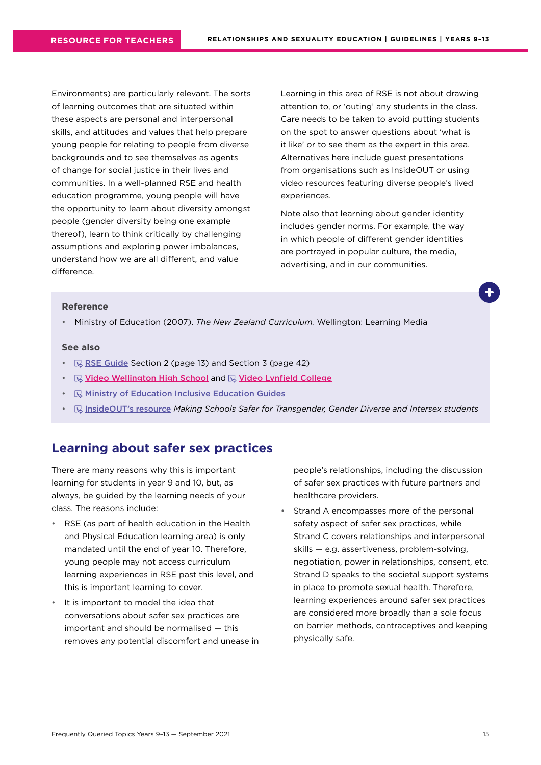Environments) are particularly relevant. The sorts of learning outcomes that are situated within these aspects are personal and interpersonal skills, and attitudes and values that help prepare young people for relating to people from diverse backgrounds and to see themselves as agents of change for social justice in their lives and communities. In a well-planned RSE and health education programme, young people will have the opportunity to learn about diversity amongst people (gender diversity being one example thereof), learn to think critically by challenging assumptions and exploring power imbalances, understand how we are all different, and value difference.

Learning in this area of RSE is not about drawing attention to, or 'outing' any students in the class. Care needs to be taken to avoid putting students on the spot to answer questions about 'what is it like' or to see them as the expert in this area. Alternatives here include guest presentations from organisations such as InsideOUT or using video resources featuring diverse people's lived experiences.

Note also that learning about gender identity includes gender norms. For example, the way in which people of different gender identities are portrayed in popular culture, the media, advertising, and in our communities.

**Reference**

- Ministry of Education (2007). *The New Zealand Curriculum.* Wellington: Learning Media

**See also**

- RSE Guide Section 2 (page 13) and Section 3 (page 42)
- Video Wellington High School and Video Lynfield College
- Ministry of Education Inclusive Education Guides
- InsideOUT's resource *Making Schools Safer for Transgender, Gender Diverse and Intersex students*

## Learning about safer sex practices

There are many reasons why this is important learning for students in year 9 and 10, but, as always, be guided by the learning needs of your class. The reasons include:

- RSE (as part of health education in the Health and Physical Education learning area) is only mandated until the end of year 10. Therefore, young people may not access curriculum learning experiences in RSE past this level, and this is important learning to cover.
- It is important to model the idea that conversations about safer sex practices are important and should be normalised — this removes any potential discomfort and unease in people's relationships, including the discussion of safer sex practices with future partners and healthcare providers.
- Strand A encompasses more of the personal safety aspect of safer sex practices, while Strand C covers relationships and interpersonal skills — e.g. assertiveness, problem-solving, negotiation, power in relationships, consent, etc. Strand D speaks to the societal support systems in place to promote sexual health. Therefore, learning experiences around safer sex practices are considered more broadly than a sole focus on barrier methods, contraceptives and keeping physically safe.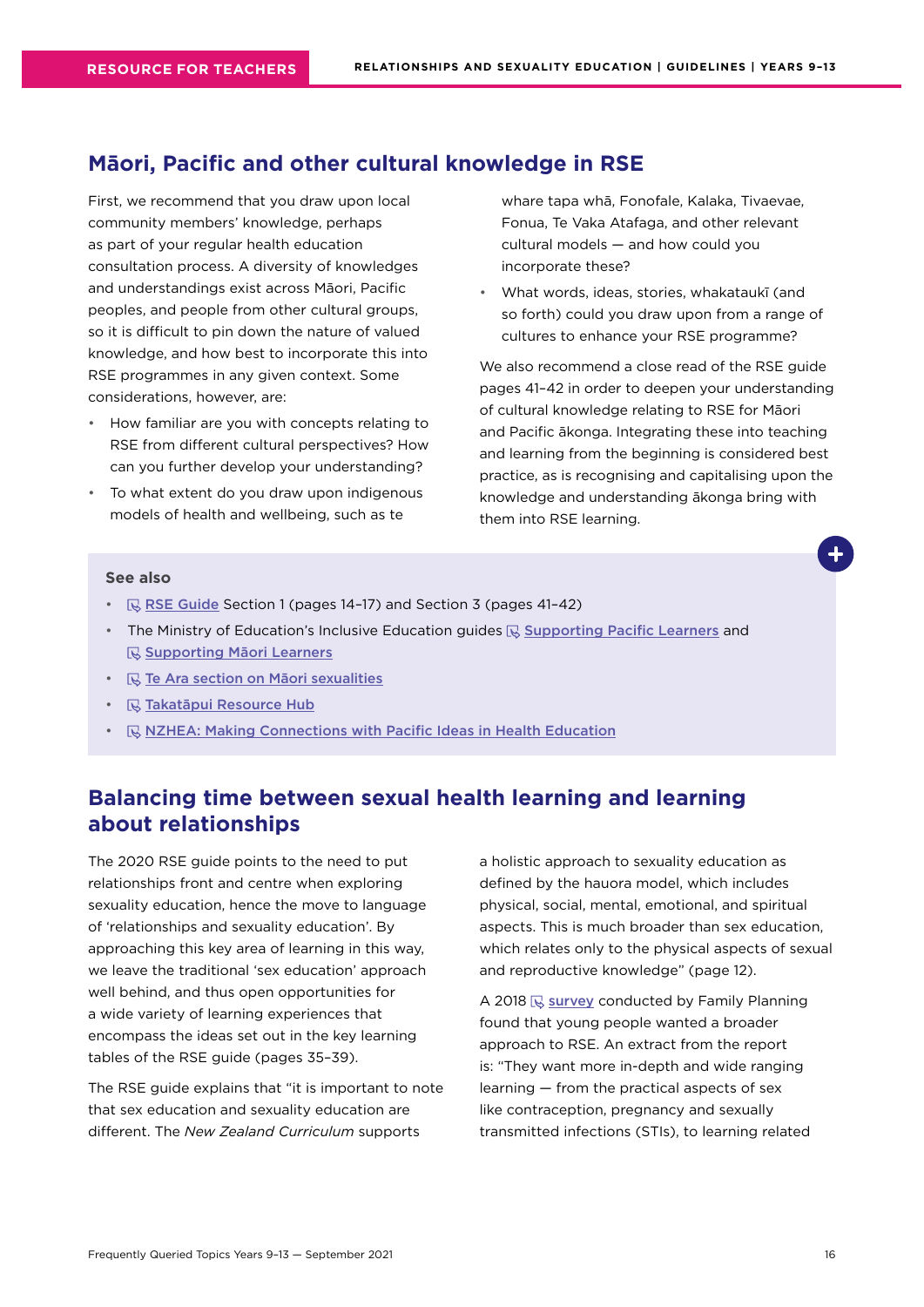## Māori, Pacific and other cultural knowledge in RSE

First, we recommend that you draw upon local community members' knowledge, perhaps as part of your regular health education consultation process. A diversity of knowledges and understandings exist across Māori, Pacific peoples, and people from other cultural groups, so it is difficult to pin down the nature of valued knowledge, and how best to incorporate this into RSE programmes in any given context. Some considerations, however, are:

- How familiar are you with concepts relating to RSE from different cultural perspectives? How can you further develop your understanding?
- To what extent do you draw upon indigenous models of health and wellbeing, such as te whare tapa whā, Fonofale, Kalaka, Tivaevae, Fonua, Te Vaka Atafaga, and other relevant cultural models — and how could you incorporate these?
- What words, ideas, stories, whakataukī (and so forth) could you draw upon from a range of cultures to enhance your RSE programme?

We also recommend a close read of the RSE guide pages 41–42 in order to deepen your understanding of cultural knowledge relating to RSE for Māori and Pacific ākonga. Integrating these into teaching and learning from the beginning is considered best practice, as is recognising and capitalising upon the knowledge and understanding ākonga bring with them into RSE learning.

**See also**

- RSE Guide Section 1 (pages 14–17) and Section 3 (pages 41–42)
- The Ministry of Education's Inclusive Education guides Supporting Pacific Learners and Supporting Māori Learners
- Te Ara section on Māori sexualities
- Takatāpui Resource Hub
- NZHEA: Making Connections with Pacific Ideas in Health Education

## Balancing time between sexual health learning and learning about relationships

The 2020 RSE guide points to the need to put relationships front and centre when exploring sexuality education, hence the move to language of 'relationships and sexuality education'. By approaching this key area of learning in this way, we leave the traditional 'sex education' approach well behind, and thus open opportunities for a wide variety of learning experiences that encompass the ideas set out in the key learning tables of the RSE guide (pages 35–39).

The RSE guide explains that "it is important to note that sex education and sexuality education are different. The *New Zealand Curriculum* supports a holistic approach to sexuality education as defined by the hauora model, which includes physical, social, mental, emotional, and spiritual aspects. This is much broader than sex education, which relates only to the physical aspects of sexual and reproductive knowledge" (page 12).

A 2018 survey conducted by Family Planning found that young people wanted a broader approach to RSE. An extract from the report is: "They want more in-depth and wide ranging learning — from the practical aspects of sex like contraception, pregnancy and sexually transmitted infections (STIs), to learning related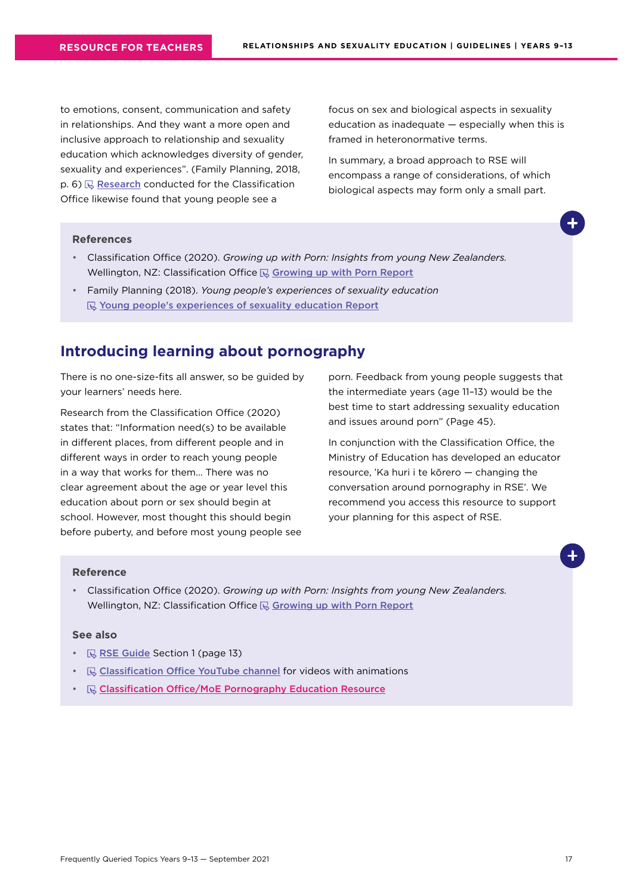to emotions, consent, communication and safety in relationships. And they want a more open and inclusive approach to relationship and sexuality education which acknowledges diversity of gender, sexuality and experiences". (Family Planning, 2018, p. 6) Research conducted for the Classification Office likewise found that young people see a focus on sex and biological aspects in sexuality education as inadequate — especially when this is framed in heteronormative terms.

In summary, a broad approach to RSE will encompass a range of considerations, of which biological aspects may form only a small part.

**References**

- Classification Office (2020). *Growing up with Porn: Insights from young New Zealanders.* Wellington, NZ: Classification Office Growing up with Porn Report
- Family Planning (2018). *Young people's experiences of sexuality education* Young people's experiences of sexuality education Report

## Introducing learning about pornography

There is no one-size-fits all answer, so be guided by your learners' needs here.

Research from the Classification Office (2020) states that: "Information need(s) to be available in different places, from different people and in different ways in order to reach young people in a way that works for them… There was no clear agreement about the age or year level this education about porn or sex should begin at school. However, most thought this should begin before puberty, and before most young people see porn. Feedback from young people suggests that the intermediate years (age 11–13) would be the best time to start addressing sexuality education and issues around porn" (Page 45).

In conjunction with the Classification Office, the Ministry of Education has developed an educator resource, 'Ka huri i te kōrero — changing the conversation around pornography in RSE'. We recommend you access this resource to support your planning for this aspect of RSE.

**Reference**

- Classification Office (2020). *Growing up with Porn: Insights from young New Zealanders.* Wellington, NZ: Classification Office Growing up with Porn Report

**See also**

- RSE Guide Section 1 (page 13)
- Classification Office YouTube channel for videos with animations
- Classification Office/MoE Pornography Education Resource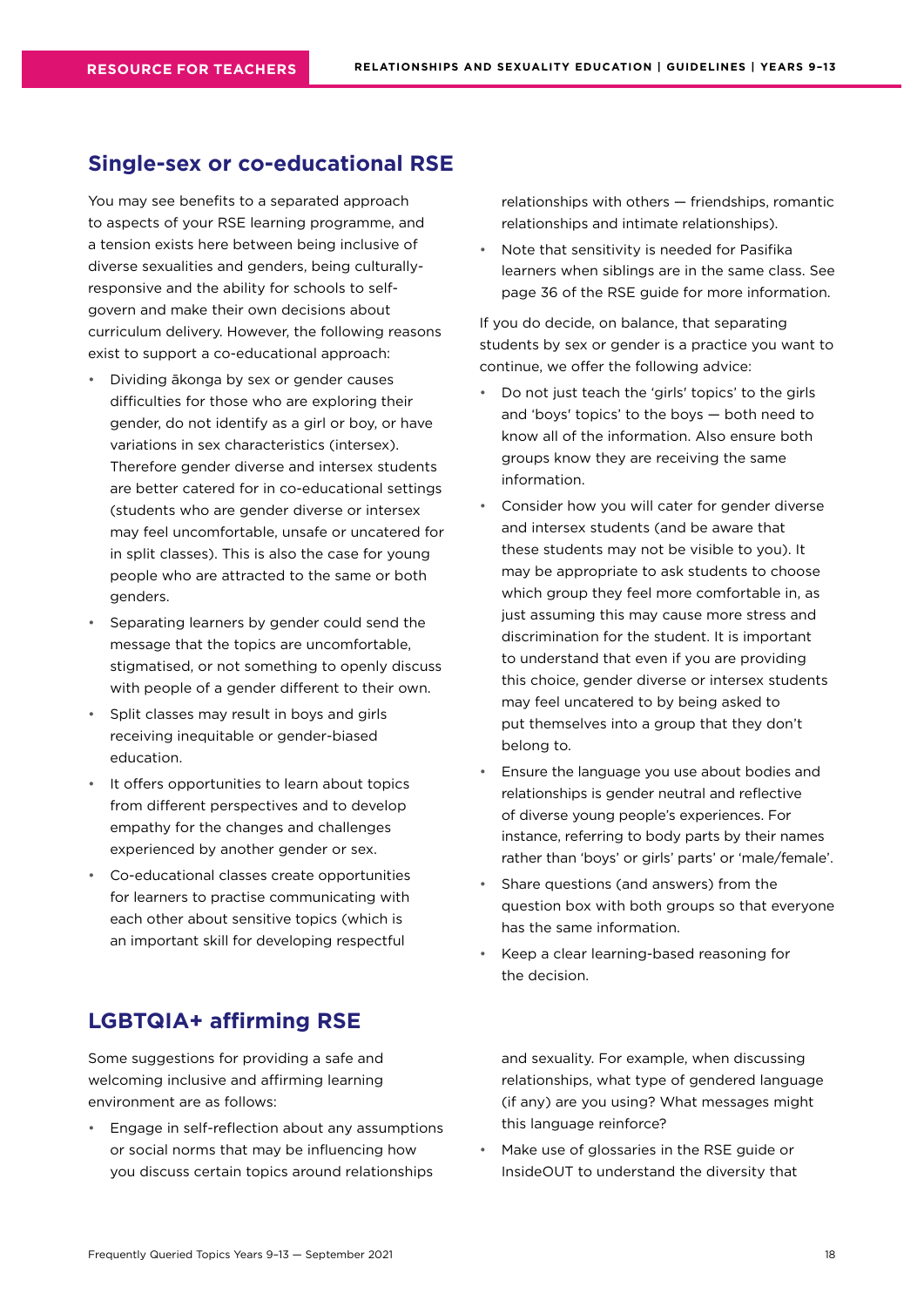## Single-sex or co-educational RSE

You may see benefits to a separated approach to aspects of your RSE learning programme, and a tension exists here between being inclusive of diverse sexualities and genders, being culturally-responsive and the ability for schools to self-govern and make their own decisions about curriculum delivery. However, the following reasons exist to support a co-educational approach:

- Dividing ākonga by sex or gender causes difficulties for those who are exploring their gender, do not identify as a girl or boy, or have variations in sex characteristics (intersex). Therefore gender diverse and intersex students are better catered for in co-educational settings (students who are gender diverse or intersex may feel uncomfortable, unsafe or uncatered for in split classes). This is also the case for young people who are attracted to the same or both genders.
- Separating learners by gender could send the message that the topics are uncomfortable, stigmatised, or not something to openly discuss with people of a gender different to their own.
- Split classes may result in boys and girls receiving inequitable or gender-biased education.
- It offers opportunities to learn about topics from different perspectives and to develop empathy for the changes and challenges experienced by another gender or sex.
- Co-educational classes create opportunities for learners to practise communicating with each other about sensitive topics (which is an important skill for developing respectful relationships with others — friendships, romantic relationships and intimate relationships).
- Note that sensitivity is needed for Pasifika learners when siblings are in the same class. See page 36 of the RSE guide for more information.

If you do decide, on balance, that separating students by sex or gender is a practice you want to continue, we offer the following advice:

- Do not just teach the 'girls' topics' to the girls and 'boys' topics' to the boys — both need to know all of the information. Also ensure both groups know they are receiving the same information.
- Consider how you will cater for gender diverse and intersex students (and be aware that these students may not be visible to you). It may be appropriate to ask students to choose which group they feel more comfortable in, as just assuming this may cause more stress and discrimination for the student. It is important to understand that even if you are providing this choice, gender diverse or intersex students may feel uncatered to by being asked to put themselves into a group that they don't belong to.
- Ensure the language you use about bodies and relationships is gender neutral and reflective of diverse young people's experiences. For instance, referring to body parts by their names rather than 'boys' or girls' parts' or 'male/female'.
- Share questions (and answers) from the question box with both groups so that everyone has the same information.
- Keep a clear learning-based reasoning for the decision.

## LGBTQIA+ affirming RSE

Some suggestions for providing a safe and welcoming inclusive and affirming learning environment are as follows:

- Engage in self-reflection about any assumptions or social norms that may be influencing how you discuss certain topics around relationships and sexuality. For example, when discussing relationships, what type of gendered language (if any) are you using? What messages might this language reinforce?
- Make use of glossaries in the RSE guide or InsideOUT to understand the diversity that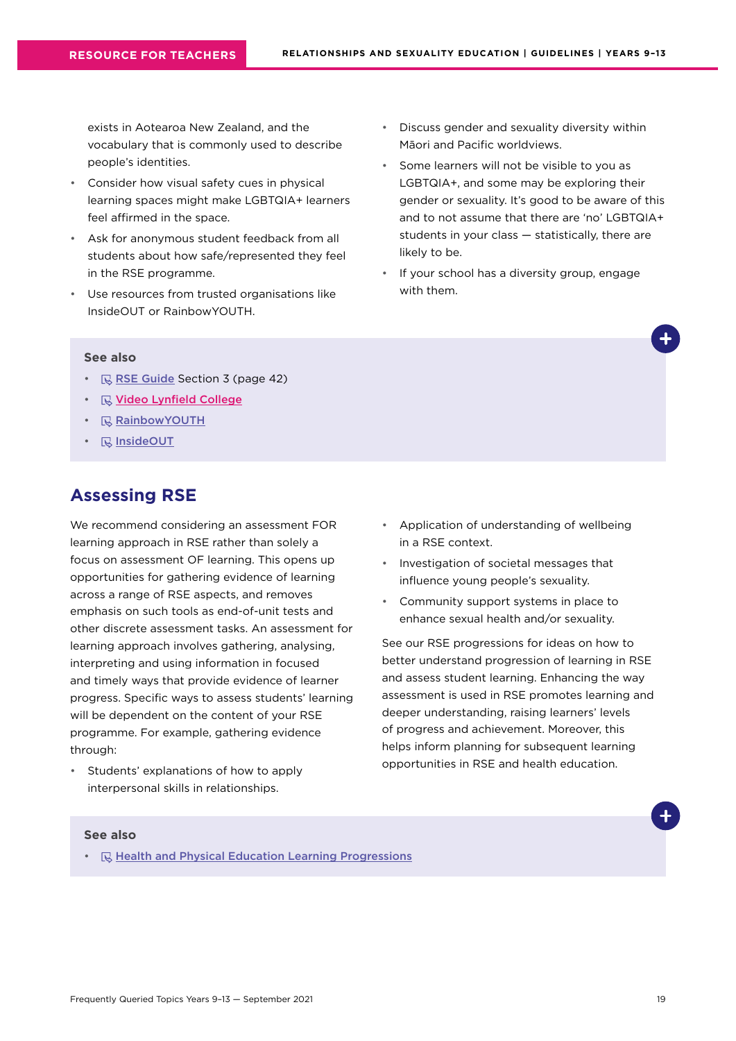exists in Aotearoa New Zealand, and the vocabulary that is commonly used to describe people's identities.

- Consider how visual safety cues in physical learning spaces might make LGBTQIA+ learners feel affirmed in the space.
- Ask for anonymous student feedback from all students about how safe/represented they feel in the RSE programme.
- Use resources from trusted organisations like InsideOUT or RainbowYOUTH.
- Discuss gender and sexuality diversity within Māori and Pacific worldviews.
- Some learners will not be visible to you as LGBTQIA+, and some may be exploring their gender or sexuality. It's good to be aware of this and to not assume that there are 'no' LGBTQIA+ students in your class — statistically, there are likely to be.
- If your school has a diversity group, engage with them.

**See also**

- RSE Guide Section 3 (page 42)
- Video Lynfield College
- RainbowYOUTH
- InsideOUT

## Assessing RSE

We recommend considering an assessment FOR learning approach in RSE rather than solely a focus on assessment OF learning. This opens up opportunities for gathering evidence of learning across a range of RSE aspects, and removes emphasis on such tools as end-of-unit tests and other discrete assessment tasks. An assessment for learning approach involves gathering, analysing, interpreting and using information in focused and timely ways that provide evidence of learner progress. Specific ways to assess students' learning will be dependent on the content of your RSE programme. For example, gathering evidence through:

- Students' explanations of how to apply interpersonal skills in relationships.
- Application of understanding of wellbeing in a RSE context.
- Investigation of societal messages that influence young people's sexuality.
- Community support systems in place to enhance sexual health and/or sexuality.

See our RSE progressions for ideas on how to better understand progression of learning in RSE and assess student learning. Enhancing the way assessment is used in RSE promotes learning and deeper understanding, raising learners' levels of progress and achievement. Moreover, this helps inform planning for subsequent learning opportunities in RSE and health education.

**See also**

- Health and Physical Education Learning Progressions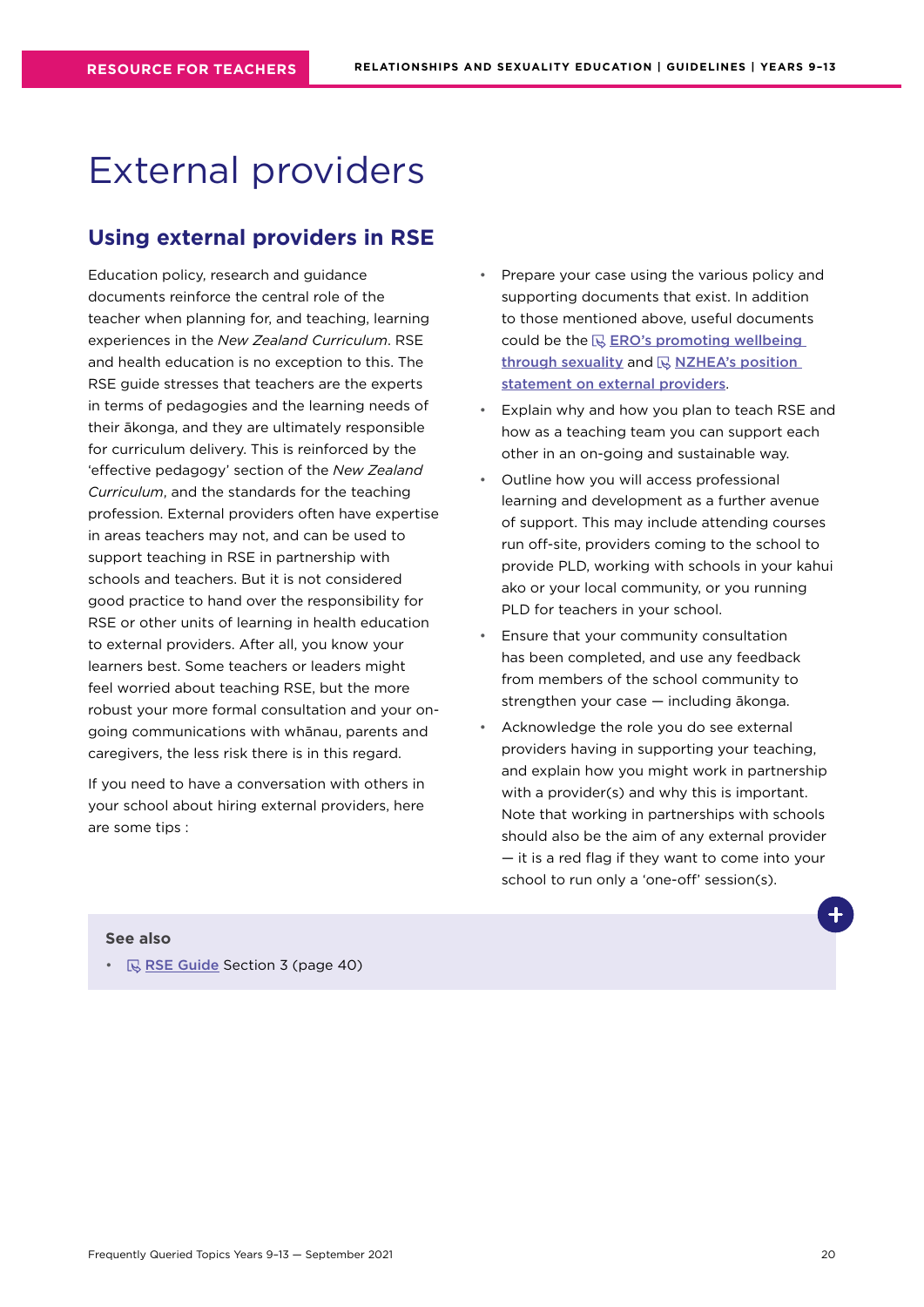# External providers

## Using external providers in RSE

Education policy, research and guidance documents reinforce the central role of the teacher when planning for, and teaching, learning experiences in the *New Zealand Curriculum*. RSE and health education is no exception to this. The RSE guide stresses that teachers are the experts in terms of pedagogies and the learning needs of their ākonga, and they are ultimately responsible for curriculum delivery. This is reinforced by the 'effective pedagogy' section of the *New Zealand Curriculum*, and the standards for the teaching profession. External providers often have expertise in areas teachers may not, and can be used to support teaching in RSE in partnership with schools and teachers. But it is not considered good practice to hand over the responsibility for RSE or other units of learning in health education to external providers. After all, you know your learners best. Some teachers or leaders might feel worried about teaching RSE, but the more robust your more formal consultation and your on-going communications with whānau, parents and caregivers, the less risk there is in this regard.

If you need to have a conversation with others in your school about hiring external providers, here are some tips :

- Prepare your case using the various policy and supporting documents that exist. In addition to those mentioned above, useful documents could be the ERO's promoting wellbeing through sexuality and NZHEA's position statement on external providers.
- Explain why and how you plan to teach RSE and how as a teaching team you can support each other in an on-going and sustainable way.
- Outline how you will access professional learning and development as a further avenue of support. This may include attending courses run off-site, providers coming to the school to provide PLD, working with schools in your kahui ako or your local community, or you running PLD for teachers in your school.
- Ensure that your community consultation has been completed, and use any feedback from members of the school community to strengthen your case — including ākonga.
- Acknowledge the role you do see external providers having in supporting your teaching, and explain how you might work in partnership with a provider(s) and why this is important. Note that working in partnerships with schools should also be the aim of any external provider — it is a red flag if they want to come into your school to run only a 'one-off' session(s).

**See also**

- RSE Guide Section 3 (page 40)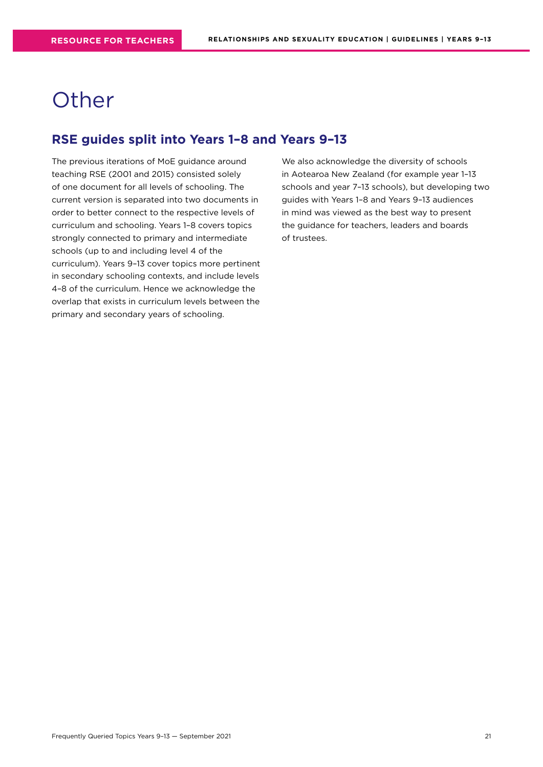# Other

## RSE guides split into Years 1–8 and Years 9–13

The previous iterations of MoE guidance around teaching RSE (2001 and 2015) consisted solely of one document for all levels of schooling. The current version is separated into two documents in order to better connect to the respective levels of curriculum and schooling. Years 1–8 covers topics strongly connected to primary and intermediate schools (up to and including level 4 of the curriculum). Years 9–13 cover topics more pertinent in secondary schooling contexts, and include levels 4–8 of the curriculum. Hence we acknowledge the overlap that exists in curriculum levels between the primary and secondary years of schooling.

We also acknowledge the diversity of schools in Aotearoa New Zealand (for example year 1–13 schools and year 7–13 schools), but developing two guides with Years 1–8 and Years 9–13 audiences in mind was viewed as the best way to present the guidance for teachers, leaders and boards of trustees.